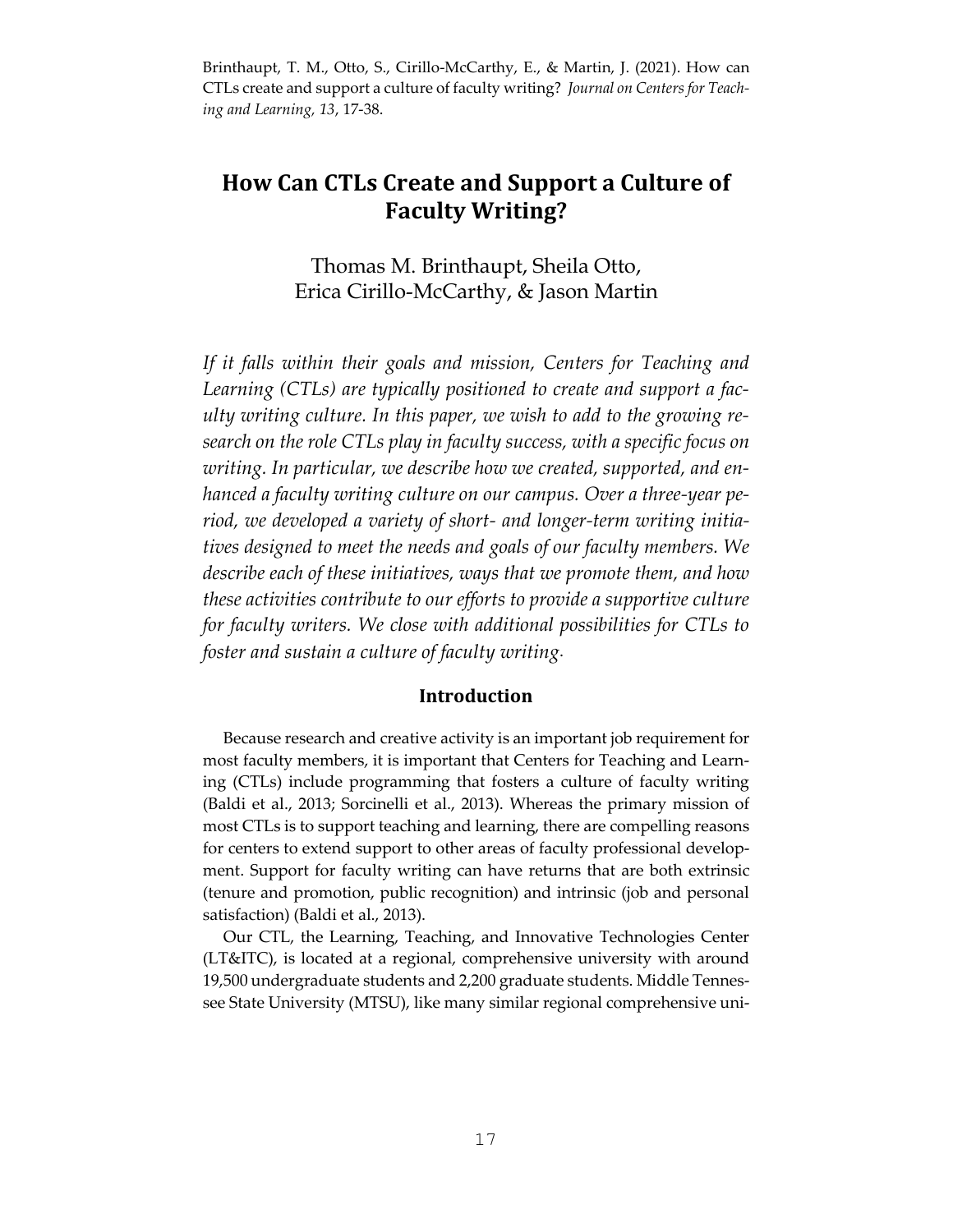Brinthaupt, T. M., Otto, S., Cirillo-McCarthy, E., & Martin, J. (2021). How can CTLs create and support a culture of faculty writing? *Journal on Centers for Teaching and Learning, 13*, 17-38.

# How Can CTLs Create and Support a Culture of Faculty Writing?

Thomas M. Brinthaupt, Sheila Otto, Erica Cirillo-McCarthy, & Jason Martin

*If it falls within their goals and mission, Centers for Teaching and Learning (CTLs) are typically positioned to create and support a faculty writing culture. In this paper, we wish to add to the growing research on the role CTLs play in faculty success, with a specific focus on writing. In particular, we describe how we created, supported, and enhanced a faculty writing culture on our campus. Over a three-year period, we developed a variety of short- and longer-term writing initiatives designed to meet the needs and goals of our faculty members. We describe each of these initiatives, ways that we promote them, and how these activities contribute to our efforts to provide a supportive culture for faculty writers. We close with additional possibilities for CTLs to foster and sustain a culture of faculty writing.*

## Introduction

Because research and creative activity is an important job requirement for most faculty members, it is important that Centers for Teaching and Learning (CTLs) include programming that fosters a culture of faculty writing (Baldi et al., 2013; Sorcinelli et al., 2013). Whereas the primary mission of most CTLs is to support teaching and learning, there are compelling reasons for centers to extend support to other areas of faculty professional development. Support for faculty writing can have returns that are both extrinsic (tenure and promotion, public recognition) and intrinsic (job and personal satisfaction) (Baldi et al., 2013).

Our CTL, the Learning, Teaching, and Innovative Technologies Center (LT&ITC), is located at a regional, comprehensive university with around 19,500 undergraduate students and 2,200 graduate students. Middle Tennessee State University (MTSU), like many similar regional comprehensive uni-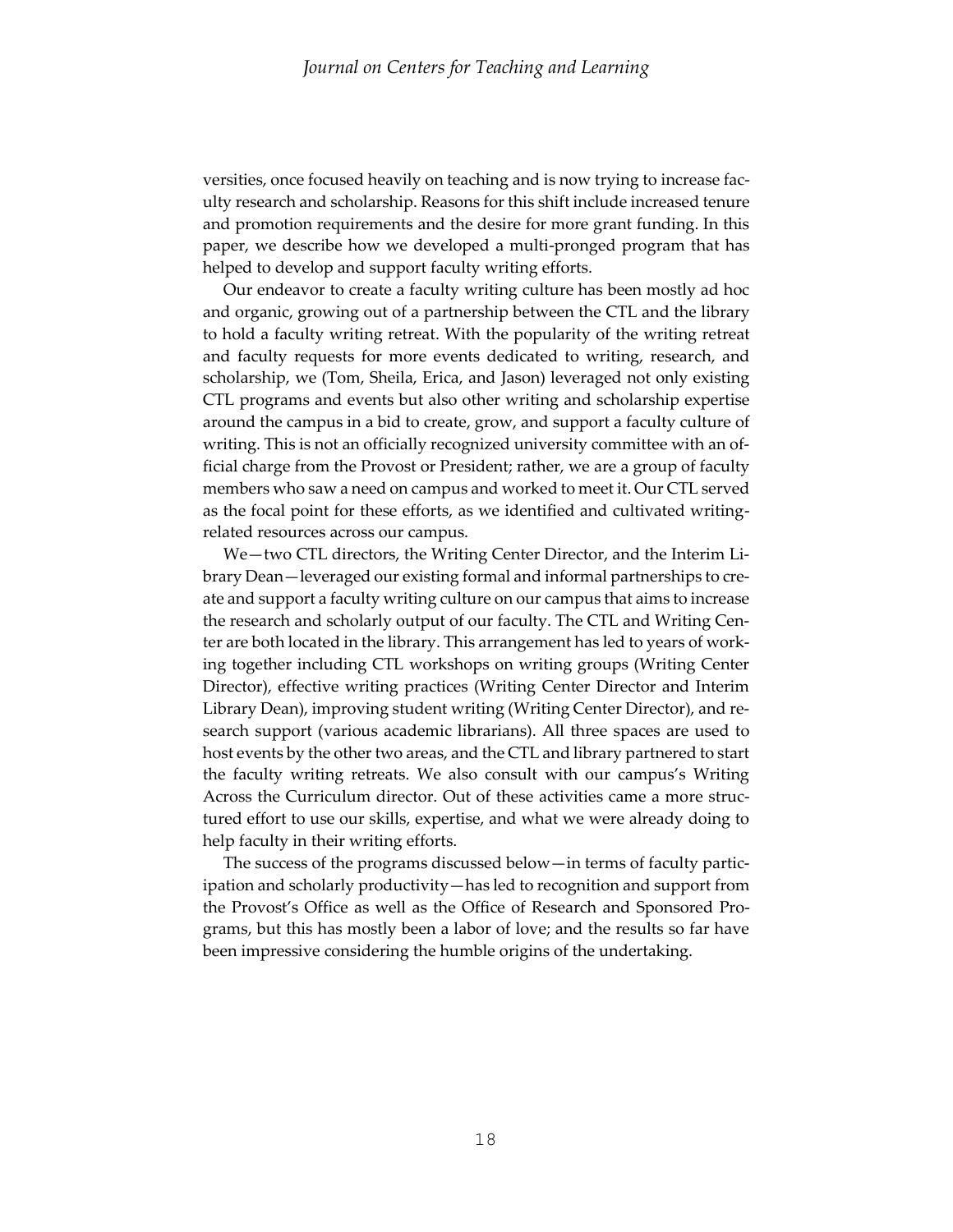versities, once focused heavily on teaching and is now trying to increase faculty research and scholarship. Reasons for this shift include increased tenure and promotion requirements and the desire for more grant funding. In this paper, we describe how we developed a multi-pronged program that has helped to develop and support faculty writing efforts.

Our endeavor to create a faculty writing culture has been mostly ad hoc and organic, growing out of a partnership between the CTL and the library to hold a faculty writing retreat. With the popularity of the writing retreat and faculty requests for more events dedicated to writing, research, and scholarship, we (Tom, Sheila, Erica, and Jason) leveraged not only existing CTL programs and events but also other writing and scholarship expertise around the campus in a bid to create, grow, and support a faculty culture of writing. This is not an officially recognized university committee with an official charge from the Provost or President; rather, we are a group of faculty members who saw a need on campus and worked to meet it. Our CTL served as the focal point for these efforts, as we identified and cultivated writing-related resources across our campus.

We—two CTL directors, the Writing Center Director, and the Interim Library Dean—leveraged our existing formal and informal partnerships to create and support a faculty writing culture on our campus that aims to increase the research and scholarly output of our faculty. The CTL and Writing Center are both located in the library. This arrangement has led to years of working together including CTL workshops on writing groups (Writing Center Director), effective writing practices (Writing Center Director and Interim Library Dean), improving student writing (Writing Center Director), and research support (various academic librarians). All three spaces are used to host events by the other two areas, and the CTL and library partnered to start the faculty writing retreats. We also consult with our campus's Writing Across the Curriculum director. Out of these activities came a more structured effort to use our skills, expertise, and what we were already doing to help faculty in their writing efforts.

The success of the programs discussed below—in terms of faculty participation and scholarly productivity—has led to recognition and support from the Provost's Office as well as the Office of Research and Sponsored Programs, but this has mostly been a labor of love; and the results so far have been impressive considering the humble origins of the undertaking.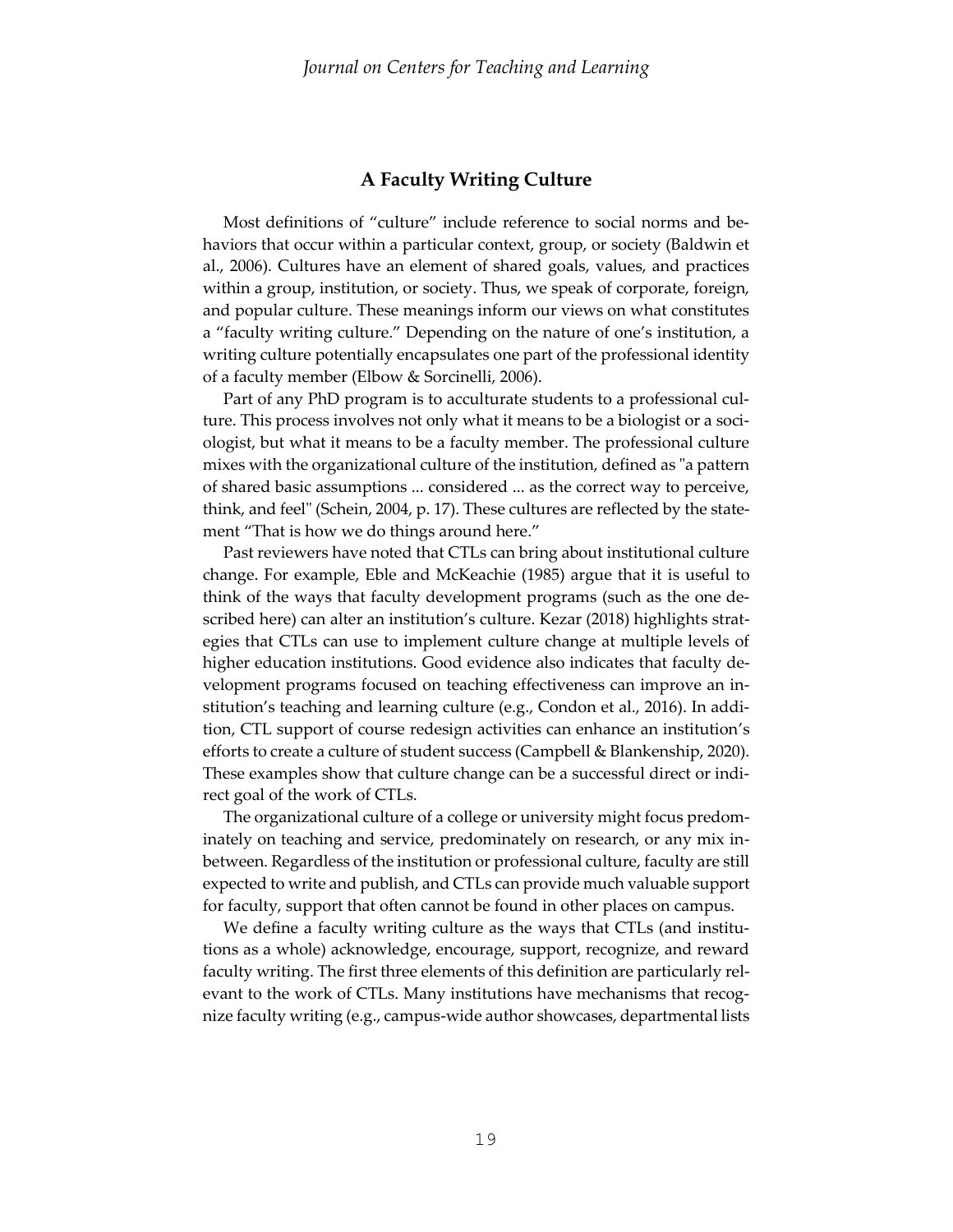## A Faculty Writing Culture

Most definitions of "culture" include reference to social norms and behaviors that occur within a particular context, group, or society (Baldwin et al., 2006). Cultures have an element of shared goals, values, and practices within a group, institution, or society. Thus, we speak of corporate, foreign, and popular culture. These meanings inform our views on what constitutes a "faculty writing culture." Depending on the nature of one's institution, a writing culture potentially encapsulates one part of the professional identity of a faculty member (Elbow & Sorcinelli, 2006).

Part of any PhD program is to acculturate students to a professional culture. This process involves not only what it means to be a biologist or a sociologist, but what it means to be a faculty member. The professional culture mixes with the organizational culture of the institution, defined as "a pattern of shared basic assumptions ... considered ... as the correct way to perceive, think, and feel" (Schein, 2004, p. 17). These cultures are reflected by the statement "That is how we do things around here."

Past reviewers have noted that CTLs can bring about institutional culture change. For example, Eble and McKeachie (1985) argue that it is useful to think of the ways that faculty development programs (such as the one described here) can alter an institution's culture. Kezar (2018) highlights strategies that CTLs can use to implement culture change at multiple levels of higher education institutions. Good evidence also indicates that faculty development programs focused on teaching effectiveness can improve an institution's teaching and learning culture (e.g., Condon et al., 2016). In addition, CTL support of course redesign activities can enhance an institution's efforts to create a culture of student success (Campbell & Blankenship, 2020). These examples show that culture change can be a successful direct or indirect goal of the work of CTLs.

The organizational culture of a college or university might focus predominately on teaching and service, predominately on research, or any mix in-between. Regardless of the institution or professional culture, faculty are still expected to write and publish, and CTLs can provide much valuable support for faculty, support that often cannot be found in other places on campus.

We define a faculty writing culture as the ways that CTLs (and institutions as a whole) acknowledge, encourage, support, recognize, and reward faculty writing. The first three elements of this definition are particularly relevant to the work of CTLs. Many institutions have mechanisms that recognize faculty writing (e.g., campus-wide author showcases, departmental lists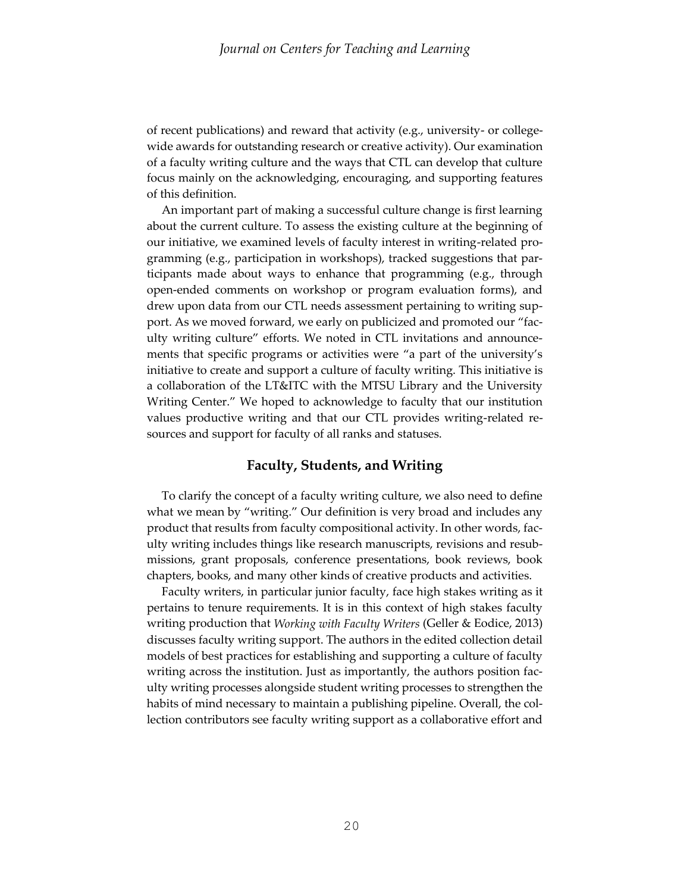of recent publications) and reward that activity (e.g., university- or college-wide awards for outstanding research or creative activity). Our examination of a faculty writing culture and the ways that CTL can develop that culture focus mainly on the acknowledging, encouraging, and supporting features of this definition.

An important part of making a successful culture change is first learning about the current culture. To assess the existing culture at the beginning of our initiative, we examined levels of faculty interest in writing-related programming (e.g., participation in workshops), tracked suggestions that participants made about ways to enhance that programming (e.g., through open-ended comments on workshop or program evaluation forms), and drew upon data from our CTL needs assessment pertaining to writing support. As we moved forward, we early on publicized and promoted our "faculty writing culture" efforts. We noted in CTL invitations and announcements that specific programs or activities were "a part of the university's initiative to create and support a culture of faculty writing. This initiative is a collaboration of the LT&ITC with the MTSU Library and the University Writing Center." We hoped to acknowledge to faculty that our institution values productive writing and that our CTL provides writing-related resources and support for faculty of all ranks and statuses.

## Faculty, Students, and Writing

To clarify the concept of a faculty writing culture, we also need to define what we mean by "writing." Our definition is very broad and includes any product that results from faculty compositional activity. In other words, faculty writing includes things like research manuscripts, revisions and resubmissions, grant proposals, conference presentations, book reviews, book chapters, books, and many other kinds of creative products and activities.

Faculty writers, in particular junior faculty, face high stakes writing as it pertains to tenure requirements. It is in this context of high stakes faculty writing production that *Working with Faculty Writers* (Geller & Eodice, 2013) discusses faculty writing support. The authors in the edited collection detail models of best practices for establishing and supporting a culture of faculty writing across the institution. Just as importantly, the authors position faculty writing processes alongside student writing processes to strengthen the habits of mind necessary to maintain a publishing pipeline. Overall, the collection contributors see faculty writing support as a collaborative effort and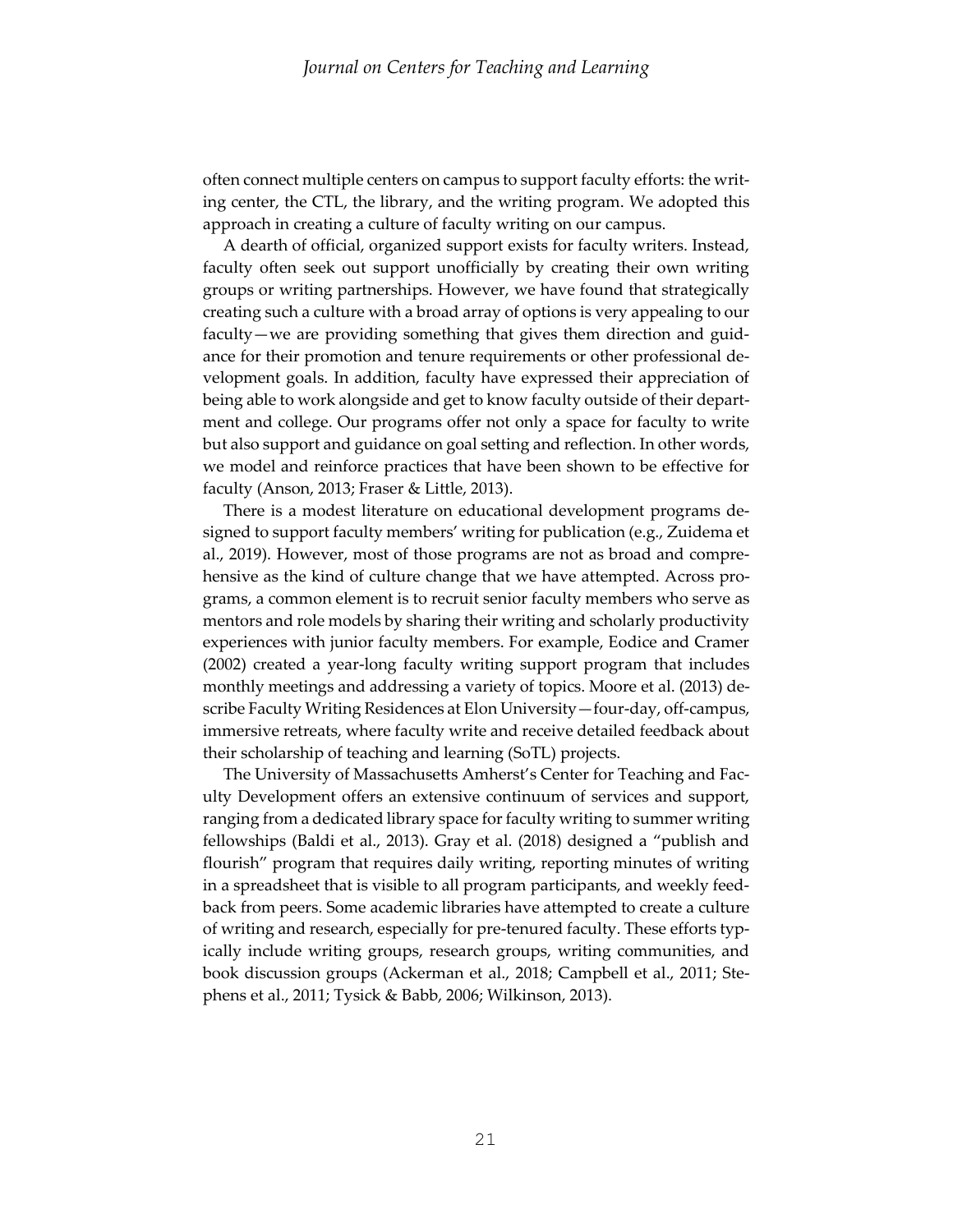often connect multiple centers on campus to support faculty efforts: the writing center, the CTL, the library, and the writing program. We adopted this approach in creating a culture of faculty writing on our campus.

A dearth of official, organized support exists for faculty writers. Instead, faculty often seek out support unofficially by creating their own writing groups or writing partnerships. However, we have found that strategically creating such a culture with a broad array of options is very appealing to our faculty—we are providing something that gives them direction and guidance for their promotion and tenure requirements or other professional development goals. In addition, faculty have expressed their appreciation of being able to work alongside and get to know faculty outside of their department and college. Our programs offer not only a space for faculty to write but also support and guidance on goal setting and reflection. In other words, we model and reinforce practices that have been shown to be effective for faculty (Anson, 2013; Fraser & Little, 2013).

There is a modest literature on educational development programs designed to support faculty members' writing for publication (e.g., Zuidema et al., 2019). However, most of those programs are not as broad and comprehensive as the kind of culture change that we have attempted. Across programs, a common element is to recruit senior faculty members who serve as mentors and role models by sharing their writing and scholarly productivity experiences with junior faculty members. For example, Eodice and Cramer (2002) created a year-long faculty writing support program that includes monthly meetings and addressing a variety of topics. Moore et al. (2013) describe Faculty Writing Residences at Elon University—four-day, off-campus, immersive retreats, where faculty write and receive detailed feedback about their scholarship of teaching and learning (SoTL) projects.

The University of Massachusetts Amherst's Center for Teaching and Faculty Development offers an extensive continuum of services and support, ranging from a dedicated library space for faculty writing to summer writing fellowships (Baldi et al., 2013). Gray et al. (2018) designed a "publish and flourish" program that requires daily writing, reporting minutes of writing in a spreadsheet that is visible to all program participants, and weekly feedback from peers. Some academic libraries have attempted to create a culture of writing and research, especially for pre-tenured faculty. These efforts typically include writing groups, research groups, writing communities, and book discussion groups (Ackerman et al., 2018; Campbell et al., 2011; Stephens et al., 2011; Tysick & Babb, 2006; Wilkinson, 2013).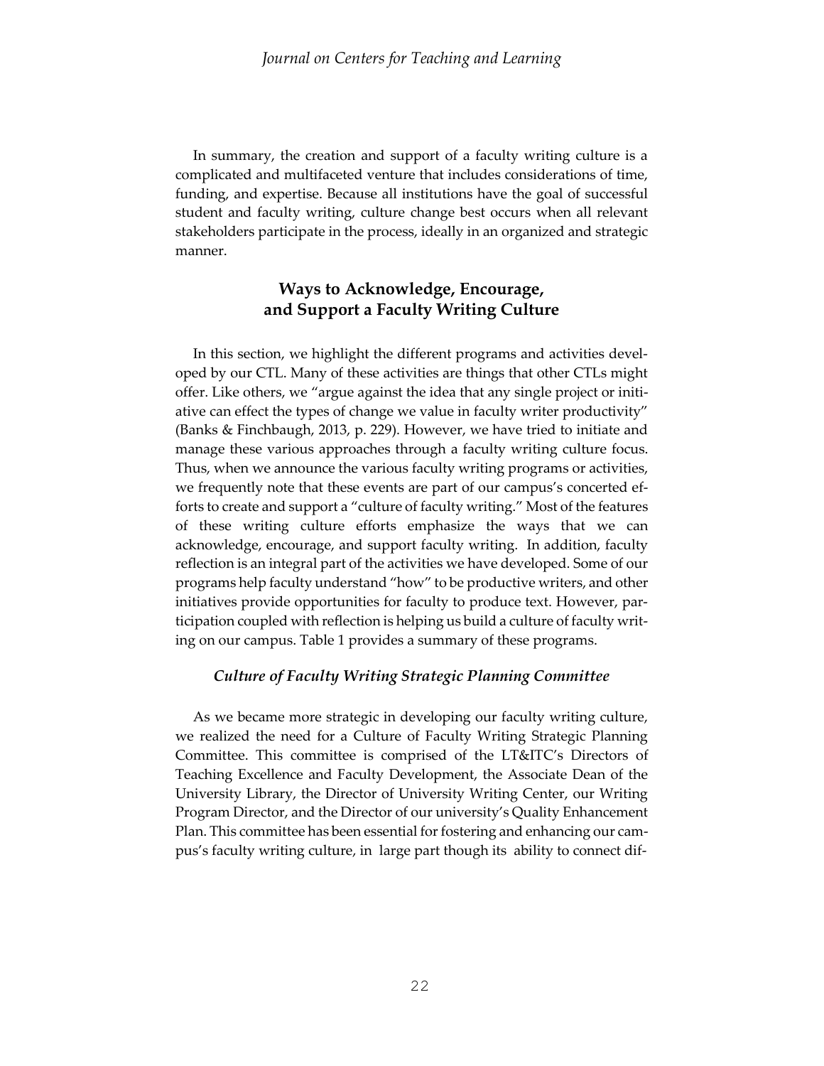In summary, the creation and support of a faculty writing culture is a complicated and multifaceted venture that includes considerations of time, funding, and expertise. Because all institutions have the goal of successful student and faculty writing, culture change best occurs when all relevant stakeholders participate in the process, ideally in an organized and strategic manner.

## Ways to Acknowledge, Encourage, and Support a Faculty Writing Culture

In this section, we highlight the different programs and activities developed by our CTL. Many of these activities are things that other CTLs might offer. Like others, we "argue against the idea that any single project or initiative can effect the types of change we value in faculty writer productivity" (Banks & Finchbaugh, 2013, p. 229). However, we have tried to initiate and manage these various approaches through a faculty writing culture focus. Thus, when we announce the various faculty writing programs or activities, we frequently note that these events are part of our campus's concerted efforts to create and support a "culture of faculty writing." Most of the features of these writing culture efforts emphasize the ways that we can acknowledge, encourage, and support faculty writing. In addition, faculty reflection is an integral part of the activities we have developed. Some of our programs help faculty understand "how" to be productive writers, and other initiatives provide opportunities for faculty to produce text. However, participation coupled with reflection is helping us build a culture of faculty writing on our campus. Table 1 provides a summary of these programs.

### *Culture of Faculty Writing Strategic Planning Committee*

As we became more strategic in developing our faculty writing culture, we realized the need for a Culture of Faculty Writing Strategic Planning Committee. This committee is comprised of the LT&ITC's Directors of Teaching Excellence and Faculty Development, the Associate Dean of the University Library, the Director of University Writing Center, our Writing Program Director, and the Director of our university's Quality Enhancement Plan. This committee has been essential for fostering and enhancing our campus's faculty writing culture, in large part though its ability to connect dif-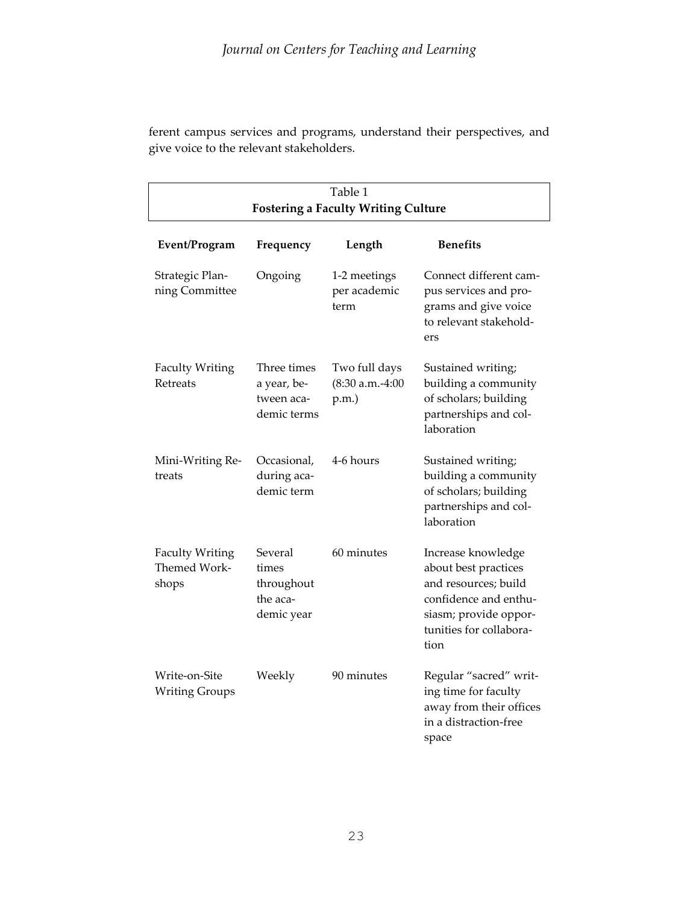ferent campus services and programs, understand their perspectives, and give voice to the relevant stakeholders.

Table 1
**Fostering a Faculty Writing Culture**

| Event/Program | Frequency | Length | Benefits |
|---|---|---|---|
| Strategic Planning Committee | Ongoing | 1-2 meetings per academic term | Connect different campus services and programs and give voice to relevant stakeholders |
| Faculty Writing Retreats | Three times a year, between academic terms | Two full days (8:30 a.m.-4:00 p.m.) | Sustained writing; building a community of scholars; building partnerships and collaboration |
| Mini-Writing Retreats | Occasional, during academic term | 4-6 hours | Sustained writing; building a community of scholars; building partnerships and collaboration |
| Faculty Writing Themed Workshops | Several times throughout the academic year | 60 minutes | Increase knowledge about best practices and resources; build confidence and enthusiasm; provide opportunities for collaboration |
| Write-on-Site Writing Groups | Weekly | 90 minutes | Regular "sacred" writing time for faculty away from their offices in a distraction-free space |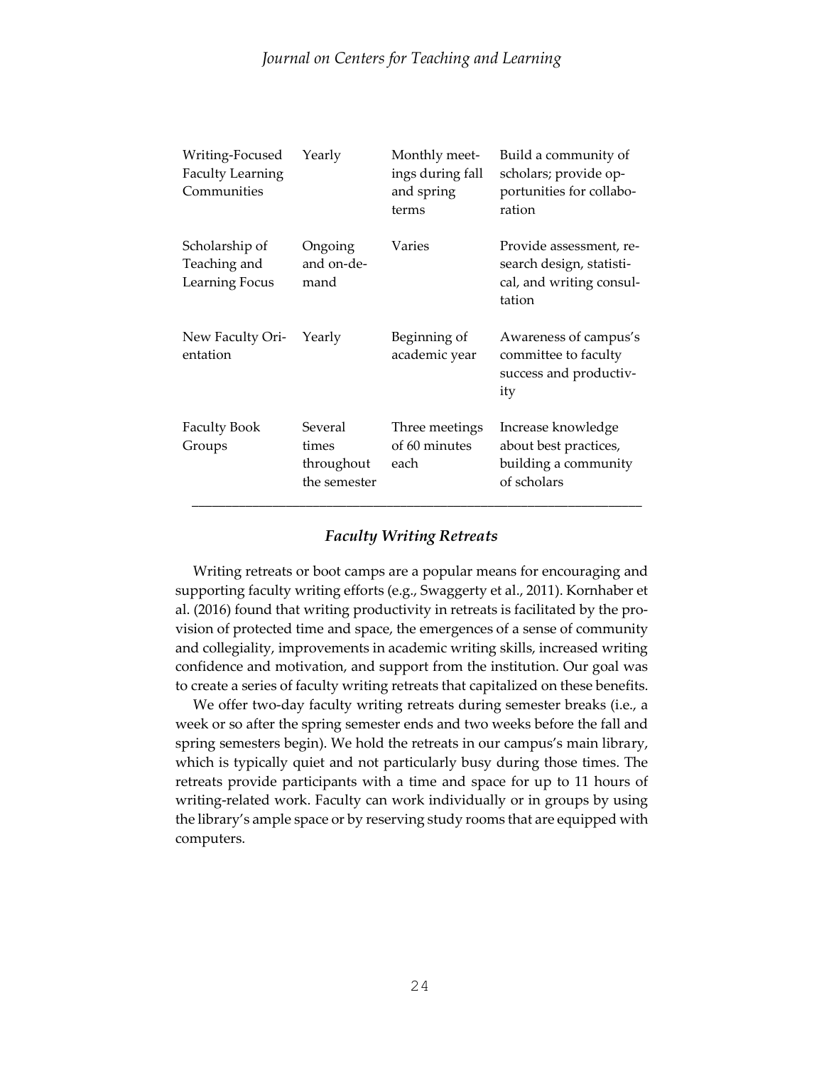| | | | |
|---|---|---|---|
| Writing-Focused Faculty Learning Communities | Yearly | Monthly meetings during fall and spring terms | Build a community of scholars; provide opportunities for collaboration |
| Scholarship of Teaching and Learning Focus | Ongoing and on-demand | Varies | Provide assessment, research design, statistical, and writing consultation |
| New Faculty Orientation | Yearly | Beginning of academic year | Awareness of campus's committee to faculty success and productivity |
| Faculty Book Groups | Several times throughout the semester | Three meetings of 60 minutes each | Increase knowledge about best practices, building a community of scholars |

### *Faculty Writing Retreats*

Writing retreats or boot camps are a popular means for encouraging and supporting faculty writing efforts (e.g., Swaggerty et al., 2011). Kornhaber et al. (2016) found that writing productivity in retreats is facilitated by the provision of protected time and space, the emergences of a sense of community and collegiality, improvements in academic writing skills, increased writing confidence and motivation, and support from the institution. Our goal was to create a series of faculty writing retreats that capitalized on these benefits.

We offer two-day faculty writing retreats during semester breaks (i.e., a week or so after the spring semester ends and two weeks before the fall and spring semesters begin). We hold the retreats in our campus's main library, which is typically quiet and not particularly busy during those times. The retreats provide participants with a time and space for up to 11 hours of writing-related work. Faculty can work individually or in groups by using the library's ample space or by reserving study rooms that are equipped with computers.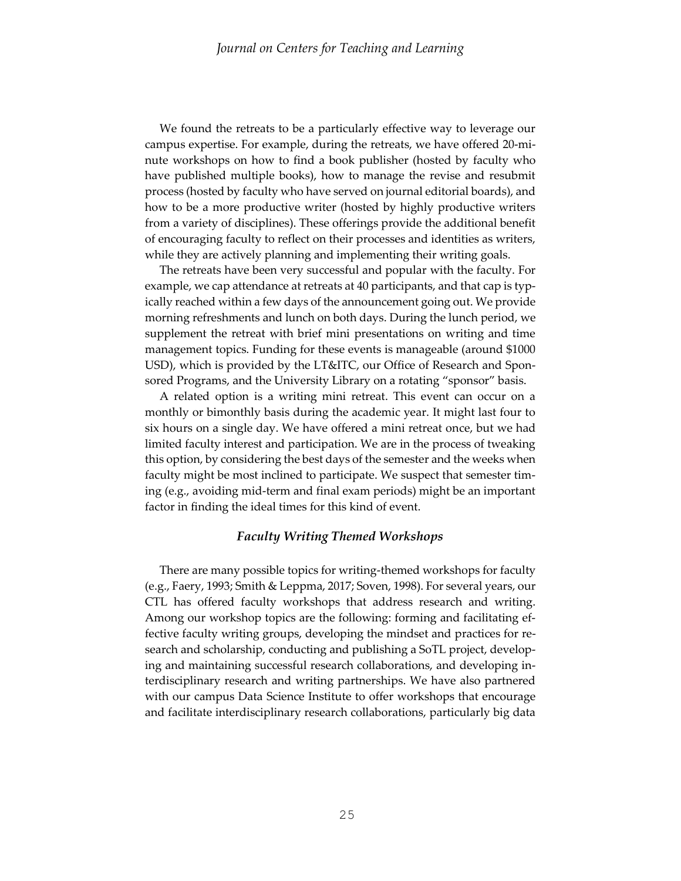We found the retreats to be a particularly effective way to leverage our campus expertise. For example, during the retreats, we have offered 20-minute workshops on how to find a book publisher (hosted by faculty who have published multiple books), how to manage the revise and resubmit process (hosted by faculty who have served on journal editorial boards), and how to be a more productive writer (hosted by highly productive writers from a variety of disciplines). These offerings provide the additional benefit of encouraging faculty to reflect on their processes and identities as writers, while they are actively planning and implementing their writing goals.

The retreats have been very successful and popular with the faculty. For example, we cap attendance at retreats at 40 participants, and that cap is typically reached within a few days of the announcement going out. We provide morning refreshments and lunch on both days. During the lunch period, we supplement the retreat with brief mini presentations on writing and time management topics. Funding for these events is manageable (around $1000 USD), which is provided by the LT&ITC, our Office of Research and Sponsored Programs, and the University Library on a rotating "sponsor" basis.

A related option is a writing mini retreat. This event can occur on a monthly or bimonthly basis during the academic year. It might last four to six hours on a single day. We have offered a mini retreat once, but we had limited faculty interest and participation. We are in the process of tweaking this option, by considering the best days of the semester and the weeks when faculty might be most inclined to participate. We suspect that semester timing (e.g., avoiding mid-term and final exam periods) might be an important factor in finding the ideal times for this kind of event.

### *Faculty Writing Themed Workshops*

There are many possible topics for writing-themed workshops for faculty (e.g., Faery, 1993; Smith & Leppma, 2017; Soven, 1998). For several years, our CTL has offered faculty workshops that address research and writing. Among our workshop topics are the following: forming and facilitating effective faculty writing groups, developing the mindset and practices for research and scholarship, conducting and publishing a SoTL project, developing and maintaining successful research collaborations, and developing interdisciplinary research and writing partnerships. We have also partnered with our campus Data Science Institute to offer workshops that encourage and facilitate interdisciplinary research collaborations, particularly big data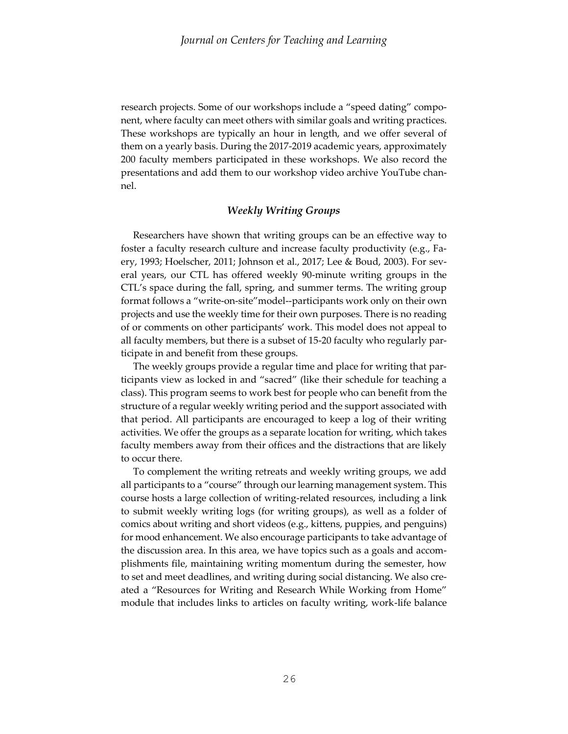research projects. Some of our workshops include a "speed dating" component, where faculty can meet others with similar goals and writing practices. These workshops are typically an hour in length, and we offer several of them on a yearly basis. During the 2017-2019 academic years, approximately 200 faculty members participated in these workshops. We also record the presentations and add them to our workshop video archive YouTube channel.

### *Weekly Writing Groups*

Researchers have shown that writing groups can be an effective way to foster a faculty research culture and increase faculty productivity (e.g., Faery, 1993; Hoelscher, 2011; Johnson et al., 2017; Lee & Boud, 2003). For several years, our CTL has offered weekly 90-minute writing groups in the CTL's space during the fall, spring, and summer terms. The writing group format follows a "write-on-site"model--participants work only on their own projects and use the weekly time for their own purposes. There is no reading of or comments on other participants' work. This model does not appeal to all faculty members, but there is a subset of 15-20 faculty who regularly participate in and benefit from these groups.

The weekly groups provide a regular time and place for writing that participants view as locked in and "sacred" (like their schedule for teaching a class). This program seems to work best for people who can benefit from the structure of a regular weekly writing period and the support associated with that period. All participants are encouraged to keep a log of their writing activities. We offer the groups as a separate location for writing, which takes faculty members away from their offices and the distractions that are likely to occur there.

To complement the writing retreats and weekly writing groups, we add all participants to a "course" through our learning management system. This course hosts a large collection of writing-related resources, including a link to submit weekly writing logs (for writing groups), as well as a folder of comics about writing and short videos (e.g., kittens, puppies, and penguins) for mood enhancement. We also encourage participants to take advantage of the discussion area. In this area, we have topics such as a goals and accomplishments file, maintaining writing momentum during the semester, how to set and meet deadlines, and writing during social distancing. We also created a "Resources for Writing and Research While Working from Home" module that includes links to articles on faculty writing, work-life balance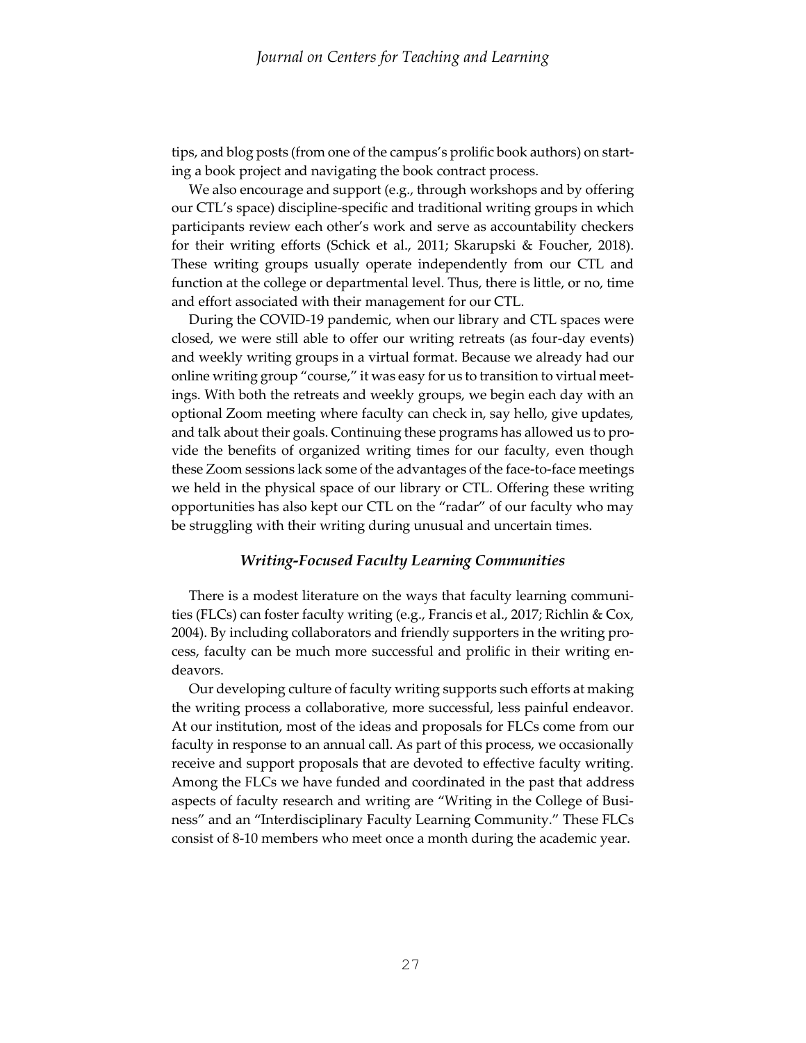tips, and blog posts (from one of the campus's prolific book authors) on starting a book project and navigating the book contract process.

We also encourage and support (e.g., through workshops and by offering our CTL's space) discipline-specific and traditional writing groups in which participants review each other's work and serve as accountability checkers for their writing efforts (Schick et al., 2011; Skarupski & Foucher, 2018). These writing groups usually operate independently from our CTL and function at the college or departmental level. Thus, there is little, or no, time and effort associated with their management for our CTL.

During the COVID-19 pandemic, when our library and CTL spaces were closed, we were still able to offer our writing retreats (as four-day events) and weekly writing groups in a virtual format. Because we already had our online writing group "course," it was easy for us to transition to virtual meetings. With both the retreats and weekly groups, we begin each day with an optional Zoom meeting where faculty can check in, say hello, give updates, and talk about their goals. Continuing these programs has allowed us to provide the benefits of organized writing times for our faculty, even though these Zoom sessions lack some of the advantages of the face-to-face meetings we held in the physical space of our library or CTL. Offering these writing opportunities has also kept our CTL on the "radar" of our faculty who may be struggling with their writing during unusual and uncertain times.

### *Writing-Focused Faculty Learning Communities*

There is a modest literature on the ways that faculty learning communities (FLCs) can foster faculty writing (e.g., Francis et al., 2017; Richlin & Cox, 2004). By including collaborators and friendly supporters in the writing process, faculty can be much more successful and prolific in their writing endeavors.

Our developing culture of faculty writing supports such efforts at making the writing process a collaborative, more successful, less painful endeavor. At our institution, most of the ideas and proposals for FLCs come from our faculty in response to an annual call. As part of this process, we occasionally receive and support proposals that are devoted to effective faculty writing. Among the FLCs we have funded and coordinated in the past that address aspects of faculty research and writing are "Writing in the College of Business" and an "Interdisciplinary Faculty Learning Community." These FLCs consist of 8-10 members who meet once a month during the academic year.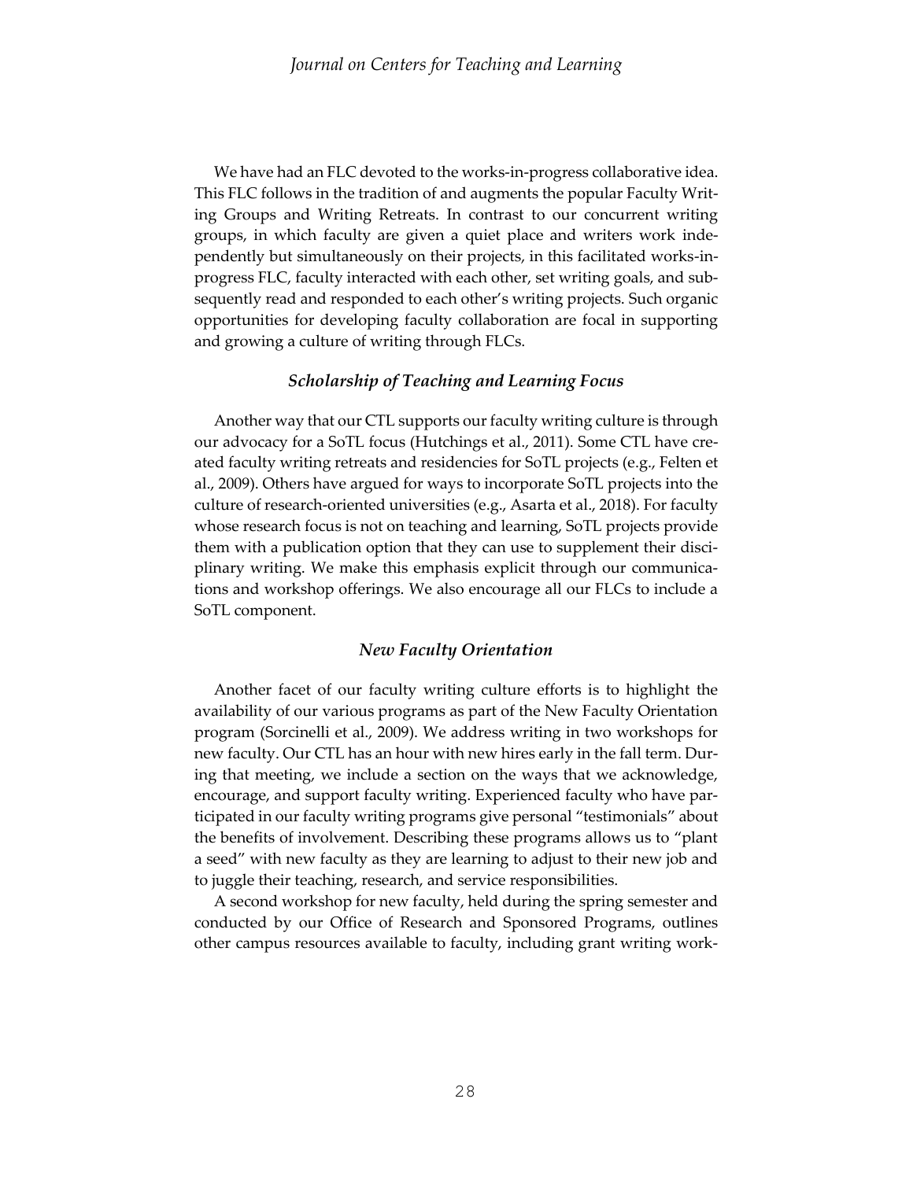We have had an FLC devoted to the works-in-progress collaborative idea. This FLC follows in the tradition of and augments the popular Faculty Writing Groups and Writing Retreats. In contrast to our concurrent writing groups, in which faculty are given a quiet place and writers work independently but simultaneously on their projects, in this facilitated works-in-progress FLC, faculty interacted with each other, set writing goals, and subsequently read and responded to each other's writing projects. Such organic opportunities for developing faculty collaboration are focal in supporting and growing a culture of writing through FLCs.

### *Scholarship of Teaching and Learning Focus*

Another way that our CTL supports our faculty writing culture is through our advocacy for a SoTL focus (Hutchings et al., 2011). Some CTL have created faculty writing retreats and residencies for SoTL projects (e.g., Felten et al., 2009). Others have argued for ways to incorporate SoTL projects into the culture of research-oriented universities (e.g., Asarta et al., 2018). For faculty whose research focus is not on teaching and learning, SoTL projects provide them with a publication option that they can use to supplement their disciplinary writing. We make this emphasis explicit through our communications and workshop offerings. We also encourage all our FLCs to include a SoTL component.

### *New Faculty Orientation*

Another facet of our faculty writing culture efforts is to highlight the availability of our various programs as part of the New Faculty Orientation program (Sorcinelli et al., 2009). We address writing in two workshops for new faculty. Our CTL has an hour with new hires early in the fall term. During that meeting, we include a section on the ways that we acknowledge, encourage, and support faculty writing. Experienced faculty who have participated in our faculty writing programs give personal "testimonials" about the benefits of involvement. Describing these programs allows us to "plant a seed" with new faculty as they are learning to adjust to their new job and to juggle their teaching, research, and service responsibilities.

A second workshop for new faculty, held during the spring semester and conducted by our Office of Research and Sponsored Programs, outlines other campus resources available to faculty, including grant writing work-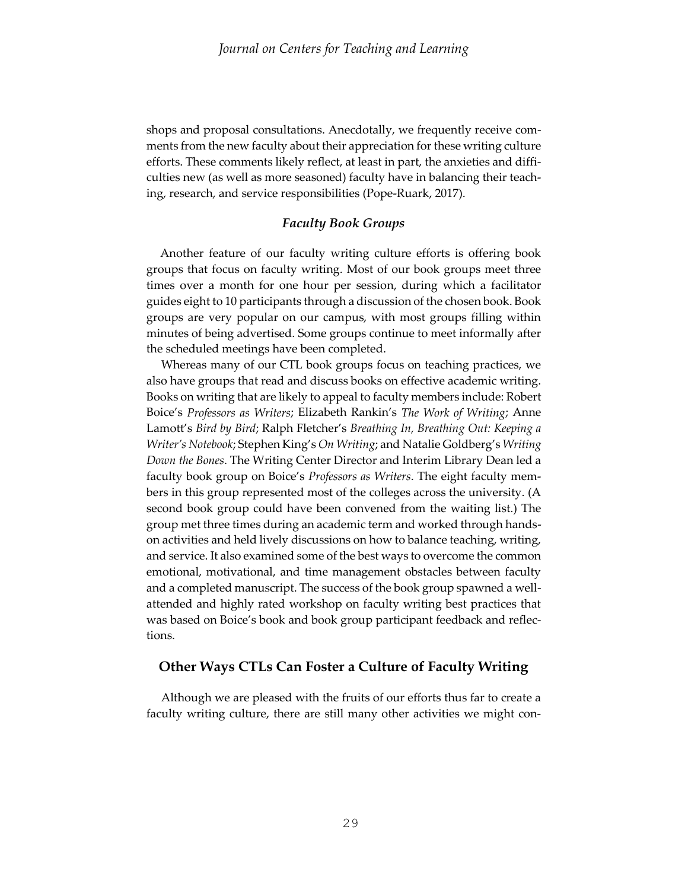shops and proposal consultations. Anecdotally, we frequently receive comments from the new faculty about their appreciation for these writing culture efforts. These comments likely reflect, at least in part, the anxieties and difficulties new (as well as more seasoned) faculty have in balancing their teaching, research, and service responsibilities (Pope-Ruark, 2017).

### *Faculty Book Groups*

Another feature of our faculty writing culture efforts is offering book groups that focus on faculty writing. Most of our book groups meet three times over a month for one hour per session, during which a facilitator guides eight to 10 participants through a discussion of the chosen book. Book groups are very popular on our campus, with most groups filling within minutes of being advertised. Some groups continue to meet informally after the scheduled meetings have been completed.

Whereas many of our CTL book groups focus on teaching practices, we also have groups that read and discuss books on effective academic writing. Books on writing that are likely to appeal to faculty members include: Robert Boice's *Professors as Writers*; Elizabeth Rankin's *The Work of Writing*; Anne Lamott's *Bird by Bird*; Ralph Fletcher's *Breathing In, Breathing Out: Keeping a Writer's Notebook*; Stephen King's *On Writing*; and Natalie Goldberg's *Writing Down the Bones*. The Writing Center Director and Interim Library Dean led a faculty book group on Boice's *Professors as Writers*. The eight faculty members in this group represented most of the colleges across the university. (A second book group could have been convened from the waiting list.) The group met three times during an academic term and worked through hands-on activities and held lively discussions on how to balance teaching, writing, and service. It also examined some of the best ways to overcome the common emotional, motivational, and time management obstacles between faculty and a completed manuscript. The success of the book group spawned a well-attended and highly rated workshop on faculty writing best practices that was based on Boice's book and book group participant feedback and reflections.

## Other Ways CTLs Can Foster a Culture of Faculty Writing

Although we are pleased with the fruits of our efforts thus far to create a faculty writing culture, there are still many other activities we might con-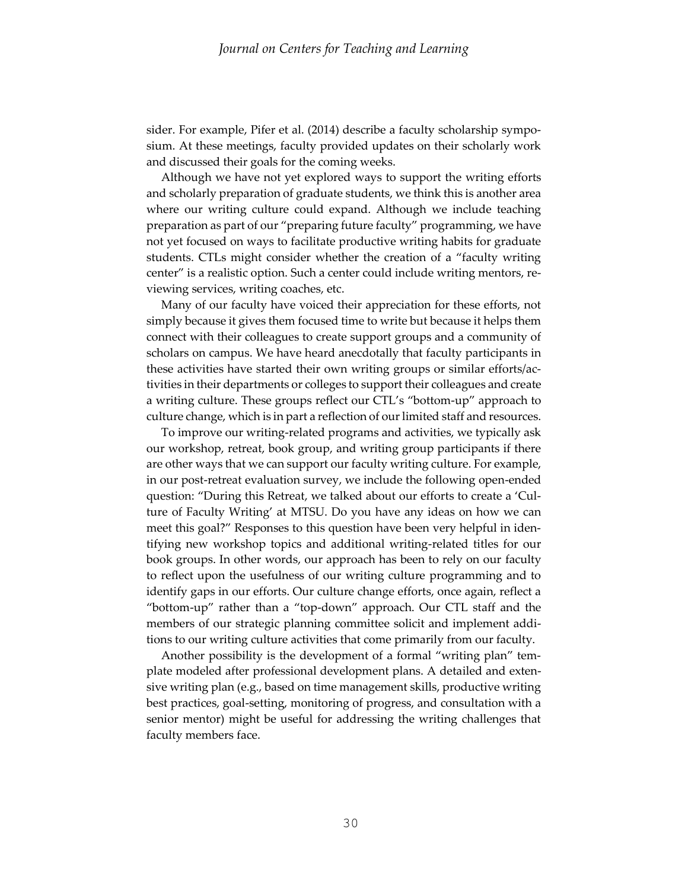sider. For example, Pifer et al. (2014) describe a faculty scholarship symposium. At these meetings, faculty provided updates on their scholarly work and discussed their goals for the coming weeks.

Although we have not yet explored ways to support the writing efforts and scholarly preparation of graduate students, we think this is another area where our writing culture could expand. Although we include teaching preparation as part of our "preparing future faculty" programming, we have not yet focused on ways to facilitate productive writing habits for graduate students. CTLs might consider whether the creation of a "faculty writing center" is a realistic option. Such a center could include writing mentors, reviewing services, writing coaches, etc.

Many of our faculty have voiced their appreciation for these efforts, not simply because it gives them focused time to write but because it helps them connect with their colleagues to create support groups and a community of scholars on campus. We have heard anecdotally that faculty participants in these activities have started their own writing groups or similar efforts/activities in their departments or colleges to support their colleagues and create a writing culture. These groups reflect our CTL's "bottom-up" approach to culture change, which is in part a reflection of our limited staff and resources.

To improve our writing-related programs and activities, we typically ask our workshop, retreat, book group, and writing group participants if there are other ways that we can support our faculty writing culture. For example, in our post-retreat evaluation survey, we include the following open-ended question: "During this Retreat, we talked about our efforts to create a 'Culture of Faculty Writing' at MTSU. Do you have any ideas on how we can meet this goal?" Responses to this question have been very helpful in identifying new workshop topics and additional writing-related titles for our book groups. In other words, our approach has been to rely on our faculty to reflect upon the usefulness of our writing culture programming and to identify gaps in our efforts. Our culture change efforts, once again, reflect a "bottom-up" rather than a "top-down" approach. Our CTL staff and the members of our strategic planning committee solicit and implement additions to our writing culture activities that come primarily from our faculty.

Another possibility is the development of a formal "writing plan" template modeled after professional development plans. A detailed and extensive writing plan (e.g., based on time management skills, productive writing best practices, goal-setting, monitoring of progress, and consultation with a senior mentor) might be useful for addressing the writing challenges that faculty members face.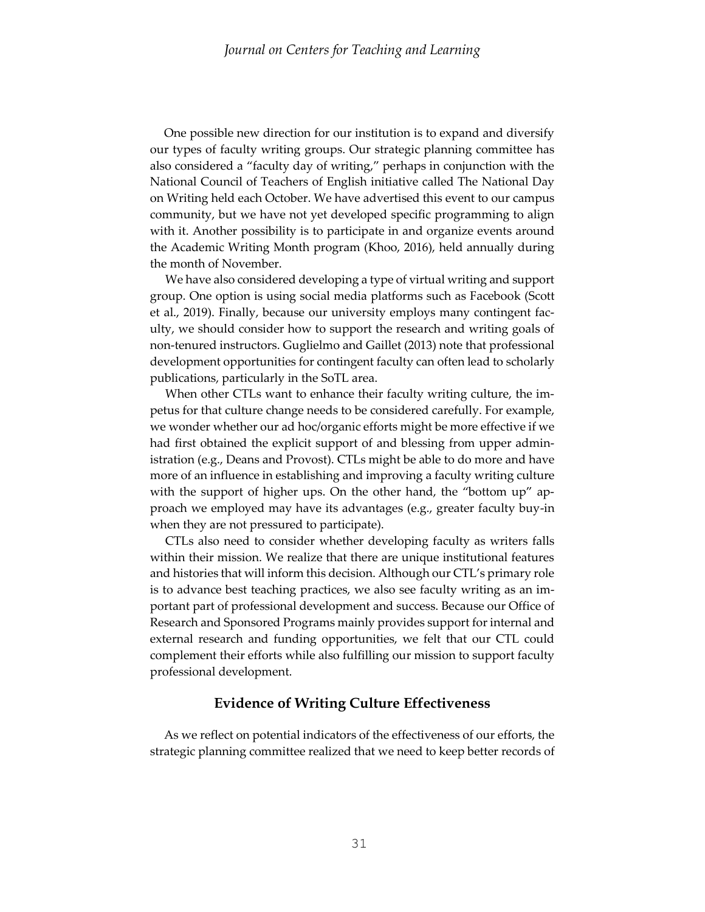One possible new direction for our institution is to expand and diversify our types of faculty writing groups. Our strategic planning committee has also considered a "faculty day of writing," perhaps in conjunction with the National Council of Teachers of English initiative called The National Day on Writing held each October. We have advertised this event to our campus community, but we have not yet developed specific programming to align with it. Another possibility is to participate in and organize events around the Academic Writing Month program (Khoo, 2016), held annually during the month of November.

We have also considered developing a type of virtual writing and support group. One option is using social media platforms such as Facebook (Scott et al., 2019). Finally, because our university employs many contingent faculty, we should consider how to support the research and writing goals of non-tenured instructors. Guglielmo and Gaillet (2013) note that professional development opportunities for contingent faculty can often lead to scholarly publications, particularly in the SoTL area.

When other CTLs want to enhance their faculty writing culture, the impetus for that culture change needs to be considered carefully. For example, we wonder whether our ad hoc/organic efforts might be more effective if we had first obtained the explicit support of and blessing from upper administration (e.g., Deans and Provost). CTLs might be able to do more and have more of an influence in establishing and improving a faculty writing culture with the support of higher ups. On the other hand, the "bottom up" approach we employed may have its advantages (e.g., greater faculty buy-in when they are not pressured to participate).

CTLs also need to consider whether developing faculty as writers falls within their mission. We realize that there are unique institutional features and histories that will inform this decision. Although our CTL's primary role is to advance best teaching practices, we also see faculty writing as an important part of professional development and success. Because our Office of Research and Sponsored Programs mainly provides support for internal and external research and funding opportunities, we felt that our CTL could complement their efforts while also fulfilling our mission to support faculty professional development.

## Evidence of Writing Culture Effectiveness

As we reflect on potential indicators of the effectiveness of our efforts, the strategic planning committee realized that we need to keep better records of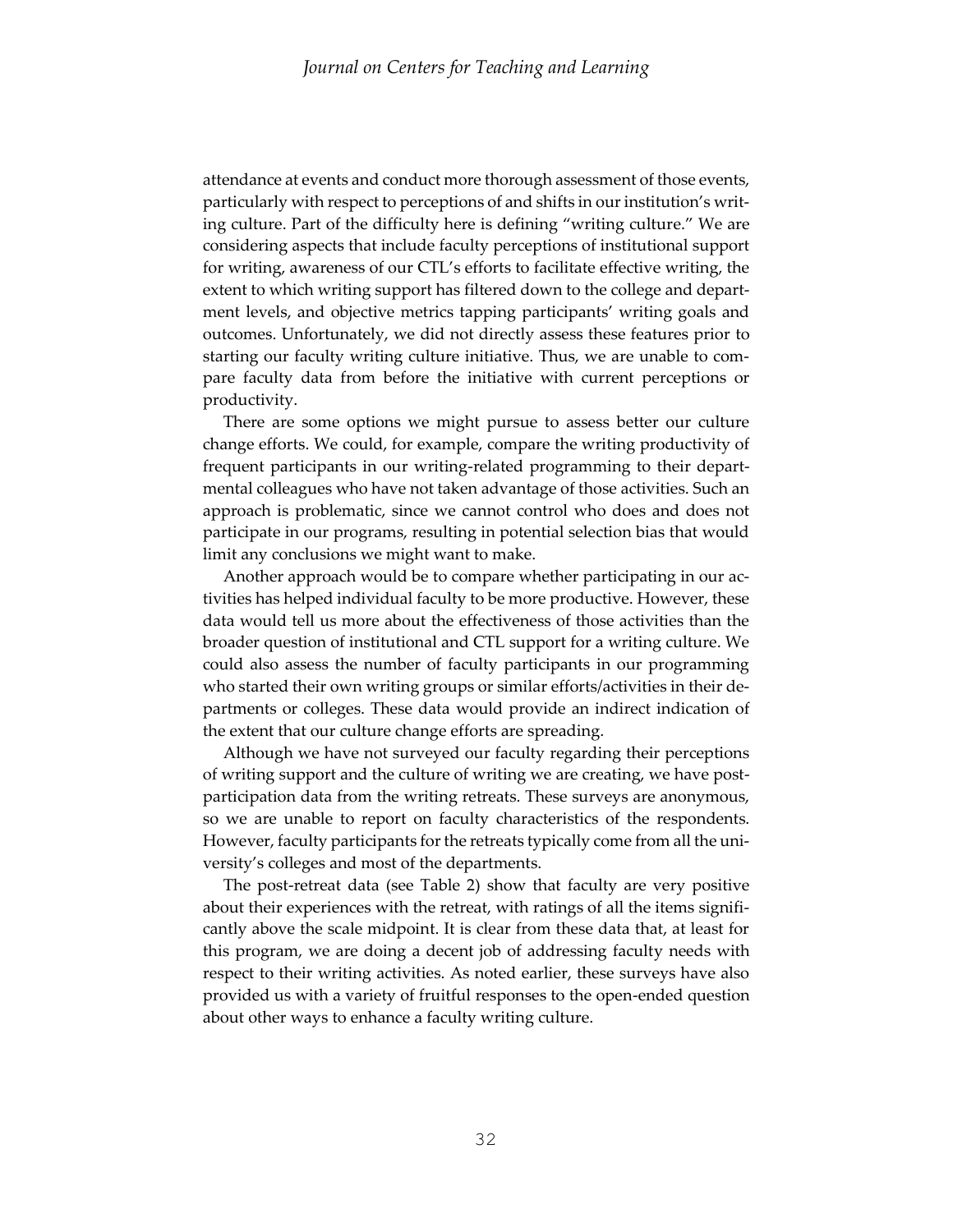attendance at events and conduct more thorough assessment of those events, particularly with respect to perceptions of and shifts in our institution's writing culture. Part of the difficulty here is defining "writing culture." We are considering aspects that include faculty perceptions of institutional support for writing, awareness of our CTL's efforts to facilitate effective writing, the extent to which writing support has filtered down to the college and department levels, and objective metrics tapping participants' writing goals and outcomes. Unfortunately, we did not directly assess these features prior to starting our faculty writing culture initiative. Thus, we are unable to compare faculty data from before the initiative with current perceptions or productivity.

There are some options we might pursue to assess better our culture change efforts. We could, for example, compare the writing productivity of frequent participants in our writing-related programming to their departmental colleagues who have not taken advantage of those activities. Such an approach is problematic, since we cannot control who does and does not participate in our programs, resulting in potential selection bias that would limit any conclusions we might want to make.

Another approach would be to compare whether participating in our activities has helped individual faculty to be more productive. However, these data would tell us more about the effectiveness of those activities than the broader question of institutional and CTL support for a writing culture. We could also assess the number of faculty participants in our programming who started their own writing groups or similar efforts/activities in their departments or colleges. These data would provide an indirect indication of the extent that our culture change efforts are spreading.

Although we have not surveyed our faculty regarding their perceptions of writing support and the culture of writing we are creating, we have post-participation data from the writing retreats. These surveys are anonymous, so we are unable to report on faculty characteristics of the respondents. However, faculty participants for the retreats typically come from all the university's colleges and most of the departments.

The post-retreat data (see Table 2) show that faculty are very positive about their experiences with the retreat, with ratings of all the items significantly above the scale midpoint. It is clear from these data that, at least for this program, we are doing a decent job of addressing faculty needs with respect to their writing activities. As noted earlier, these surveys have also provided us with a variety of fruitful responses to the open-ended question about other ways to enhance a faculty writing culture.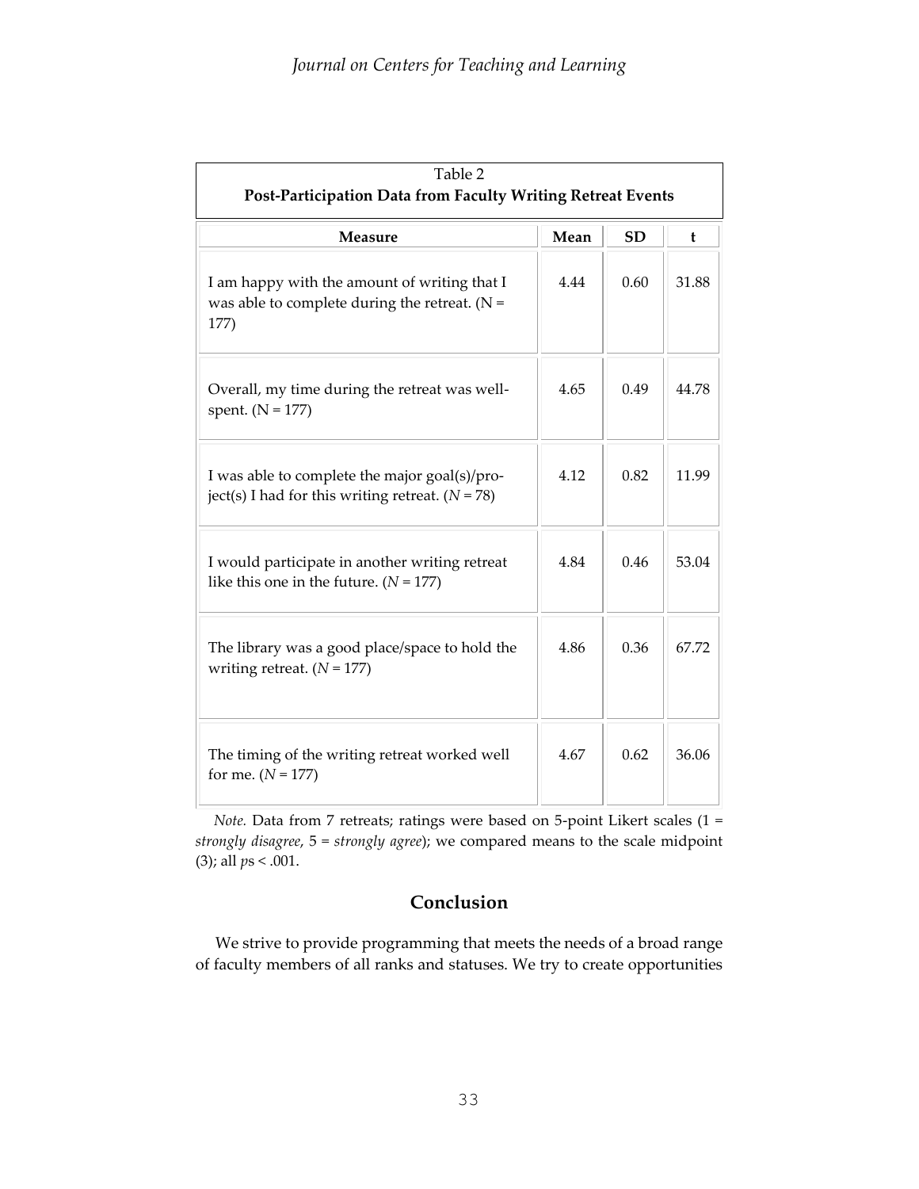Table 2
**Post-Participation Data from Faculty Writing Retreat Events**

| Measure | Mean | SD | t |
|---|---|---|---|
| I am happy with the amount of writing that I was able to complete during the retreat. (N = 177) | 4.44 | 0.60 | 31.88 |
| Overall, my time during the retreat was well-spent. (N = 177) | 4.65 | 0.49 | 44.78 |
| I was able to complete the major goal(s)/project(s) I had for this writing retreat. (*N* = 78) | 4.12 | 0.82 | 11.99 |
| I would participate in another writing retreat like this one in the future. (*N* = 177) | 4.84 | 0.46 | 53.04 |
| The library was a good place/space to hold the writing retreat. (*N* = 177) | 4.86 | 0.36 | 67.72 |
| The timing of the writing retreat worked well for me. (*N* = 177) | 4.67 | 0.62 | 36.06 |

*Note.* Data from 7 retreats; ratings were based on 5-point Likert scales (1 = *strongly disagree*, 5 = *strongly agree*); we compared means to the scale midpoint (3); all $ps < .001$.

## Conclusion

We strive to provide programming that meets the needs of a broad range of faculty members of all ranks and statuses. We try to create opportunities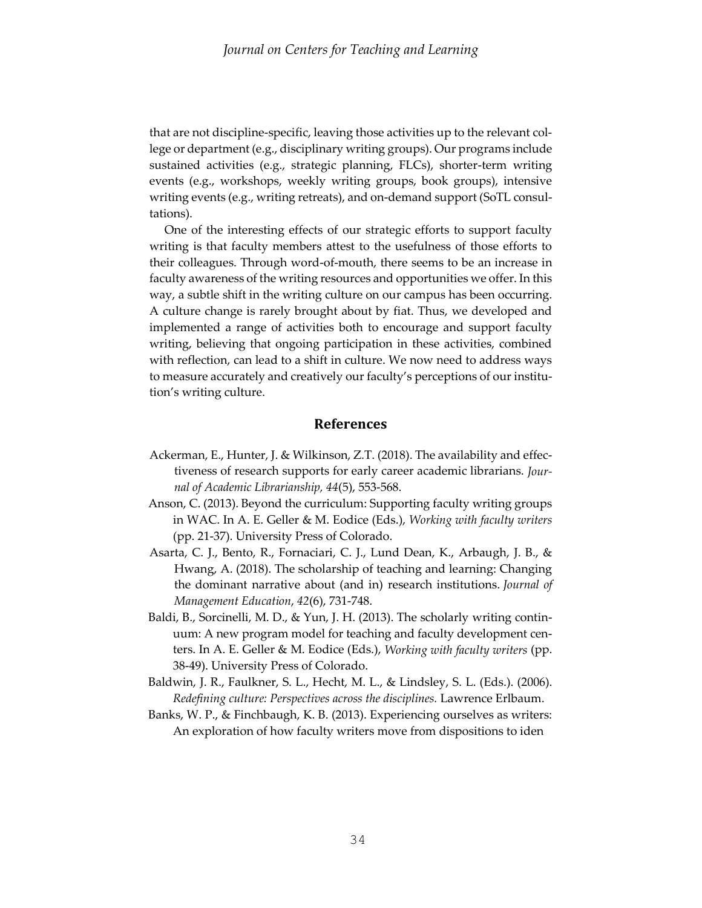that are not discipline-specific, leaving those activities up to the relevant college or department (e.g., disciplinary writing groups). Our programs include sustained activities (e.g., strategic planning, FLCs), shorter-term writing events (e.g., workshops, weekly writing groups, book groups), intensive writing events (e.g., writing retreats), and on-demand support (SoTL consultations).

One of the interesting effects of our strategic efforts to support faculty writing is that faculty members attest to the usefulness of those efforts to their colleagues. Through word-of-mouth, there seems to be an increase in faculty awareness of the writing resources and opportunities we offer. In this way, a subtle shift in the writing culture on our campus has been occurring. A culture change is rarely brought about by fiat. Thus, we developed and implemented a range of activities both to encourage and support faculty writing, believing that ongoing participation in these activities, combined with reflection, can lead to a shift in culture. We now need to address ways to measure accurately and creatively our faculty's perceptions of our institution's writing culture.

## References

Ackerman, E., Hunter, J. & Wilkinson, Z.T. (2018). The availability and effectiveness of research supports for early career academic librarians. *Journal of Academic Librarianship*, *44*(5), 553-568.

Anson, C. (2013). Beyond the curriculum: Supporting faculty writing groups in WAC. In A. E. Geller & M. Eodice (Eds.), *Working with faculty writers* (pp. 21-37). University Press of Colorado.

Asarta, C. J., Bento, R., Fornaciari, C. J., Lund Dean, K., Arbaugh, J. B., & Hwang, A. (2018). The scholarship of teaching and learning: Changing the dominant narrative about (and in) research institutions. *Journal of Management Education*, *42*(6), 731-748.

Baldi, B., Sorcinelli, M. D., & Yun, J. H. (2013). The scholarly writing continuum: A new program model for teaching and faculty development centers. In A. E. Geller & M. Eodice (Eds.), *Working with faculty writers* (pp. 38-49). University Press of Colorado.

Baldwin, J. R., Faulkner, S. L., Hecht, M. L., & Lindsley, S. L. (Eds.). (2006). *Redefining culture: Perspectives across the disciplines.* Lawrence Erlbaum.

Banks, W. P., & Finchbaugh, K. B. (2013). Experiencing ourselves as writers: An exploration of how faculty writers move from dispositions to iden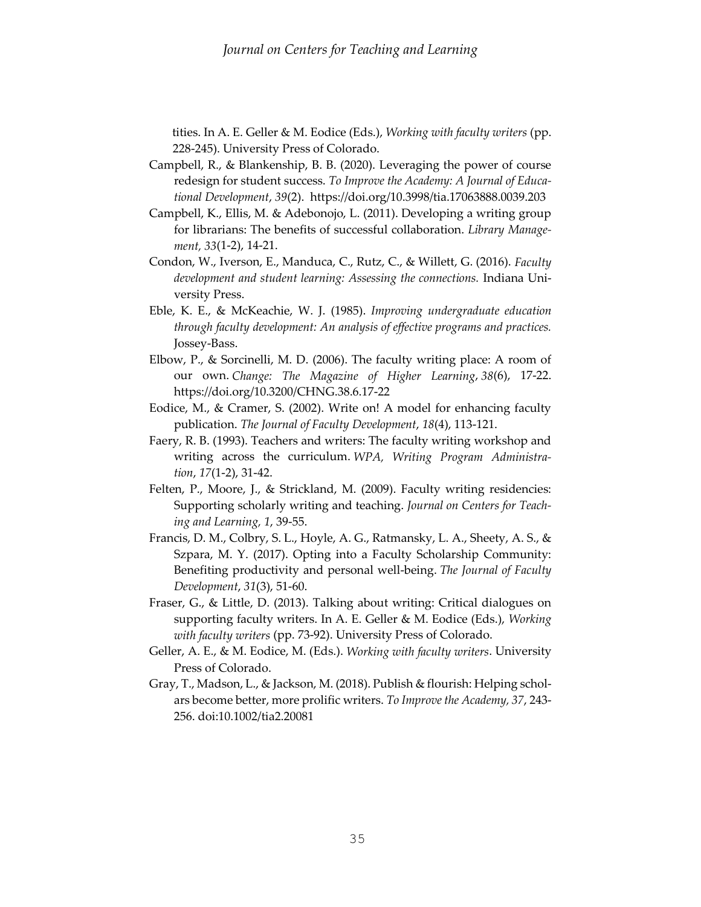tities. In A. E. Geller & M. Eodice (Eds.), *Working with faculty writers* (pp. 228-245). University Press of Colorado.

Campbell, R., & Blankenship, B. B. (2020). Leveraging the power of course redesign for student success. *To Improve the Academy: A Journal of Educational Development*, *39*(2). https://doi.org/10.3998/tia.17063888.0039.203

Campbell, K., Ellis, M. & Adebonojo, L. (2011). Developing a writing group for librarians: The benefits of successful collaboration. *Library Management, 33*(1-2), 14-21.

Condon, W., Iverson, E., Manduca, C., Rutz, C., & Willett, G. (2016). *Faculty development and student learning: Assessing the connections.* Indiana University Press.

Eble, K. E., & McKeachie, W. J. (1985). *Improving undergraduate education through faculty development: An analysis of effective programs and practices.* Jossey-Bass.

Elbow, P., & Sorcinelli, M. D. (2006). The faculty writing place: A room of our own. *Change: The Magazine of Higher Learning*, *38*(6), 17-22. https://doi.org/10.3200/CHNG.38.6.17-22

Eodice, M., & Cramer, S. (2002). Write on! A model for enhancing faculty publication. *The Journal of Faculty Development*, *18*(4), 113-121.

Faery, R. B. (1993). Teachers and writers: The faculty writing workshop and writing across the curriculum. *WPA, Writing Program Administration*, *17*(1-2), 31-42.

Felten, P., Moore, J., & Strickland, M. (2009). Faculty writing residencies: Supporting scholarly writing and teaching. *Journal on Centers for Teaching and Learning, 1*, 39-55.

Francis, D. M., Colbry, S. L., Hoyle, A. G., Ratmansky, L. A., Sheety, A. S., & Szpara, M. Y. (2017). Opting into a Faculty Scholarship Community: Benefiting productivity and personal well-being. *The Journal of Faculty Development*, *31*(3), 51-60.

Fraser, G., & Little, D. (2013). Talking about writing: Critical dialogues on supporting faculty writers. In A. E. Geller & M. Eodice (Eds.), *Working with faculty writers* (pp. 73-92). University Press of Colorado.

Geller, A. E., & M. Eodice, M. (Eds.). *Working with faculty writers*. University Press of Colorado.

Gray, T., Madson, L., & Jackson, M. (2018). Publish & flourish: Helping scholars become better, more prolific writers. *To Improve the Academy, 37*, 243-256. doi:10.1002/tia2.20081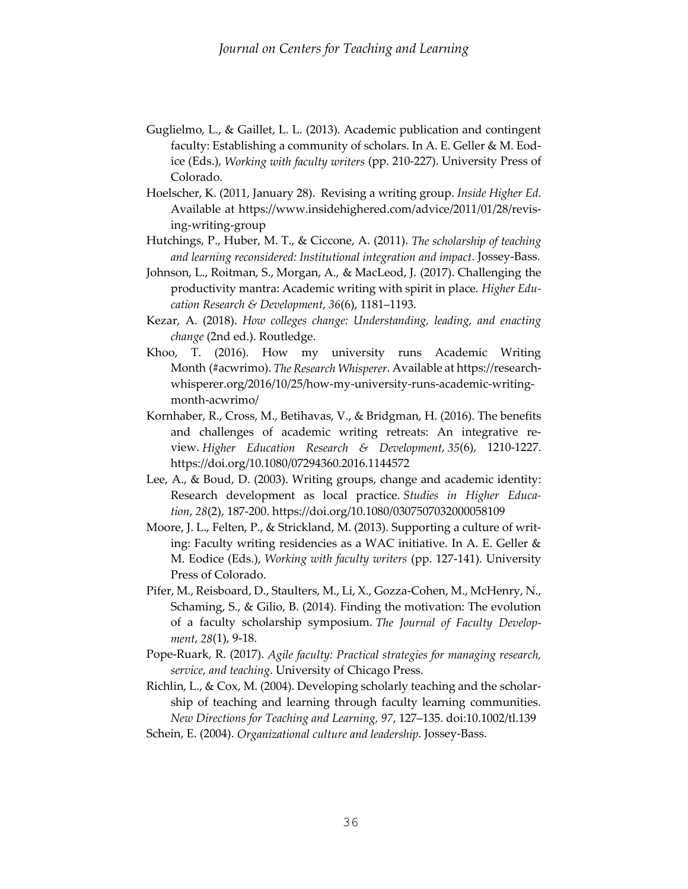Guglielmo, L., & Gaillet, L. L. (2013). Academic publication and contingent faculty: Establishing a community of scholars. In A. E. Geller & M. Eodice (Eds.), *Working with faculty writers* (pp. 210-227). University Press of Colorado.

Hoelscher, K. (2011, January 28). Revising a writing group. *Inside Higher Ed*. Available at https://www.insidehighered.com/advice/2011/01/28/revising-writing-group

Hutchings, P., Huber, M. T., & Ciccone, A. (2011). *The scholarship of teaching and learning reconsidered: Institutional integration and impact*. Jossey-Bass.

Johnson, L., Roitman, S., Morgan, A., & MacLeod, J. (2017). Challenging the productivity mantra: Academic writing with spirit in place. *Higher Education Research & Development*, *36*(6), 1181–1193.

Kezar, A. (2018). *How colleges change: Understanding, leading, and enacting change* (2nd ed.). Routledge.

Khoo, T. (2016). How my university runs Academic Writing Month (#acwrimo). *The Research Whisperer*. Available at https://researchwhisperer.org/2016/10/25/how-my-university-runs-academic-writing-month-acwrimo/

Kornhaber, R., Cross, M., Betihavas, V., & Bridgman, H. (2016). The benefits and challenges of academic writing retreats: An integrative review. *Higher Education Research & Development*, *35*(6), 1210-1227. https://doi.org/10.1080/07294360.2016.1144572

Lee, A., & Boud, D. (2003). Writing groups, change and academic identity: Research development as local practice. *Studies in Higher Education*, *28*(2), 187-200. https://doi.org/10.1080/0307507032000058109

Moore, J. L., Felten, P., & Strickland, M. (2013). Supporting a culture of writing: Faculty writing residencies as a WAC initiative. In A. E. Geller & M. Eodice (Eds.), *Working with faculty writers* (pp. 127-141). University Press of Colorado.

Pifer, M., Reisboard, D., Staulters, M., Li, X., Gozza-Cohen, M., McHenry, N., Schaming, S., & Gilio, B. (2014). Finding the motivation: The evolution of a faculty scholarship symposium. *The Journal of Faculty Development*, *28*(1), 9-18.

Pope-Ruark, R. (2017). *Agile faculty: Practical strategies for managing research, service, and teaching*. University of Chicago Press.

Richlin, L., & Cox, M. (2004). Developing scholarly teaching and the scholarship of teaching and learning through faculty learning communities. *New Directions for Teaching and Learning, 97*, 127–135. doi:10.1002/tl.139

Schein, E. (2004). *Organizational culture and leadership*. Jossey-Bass.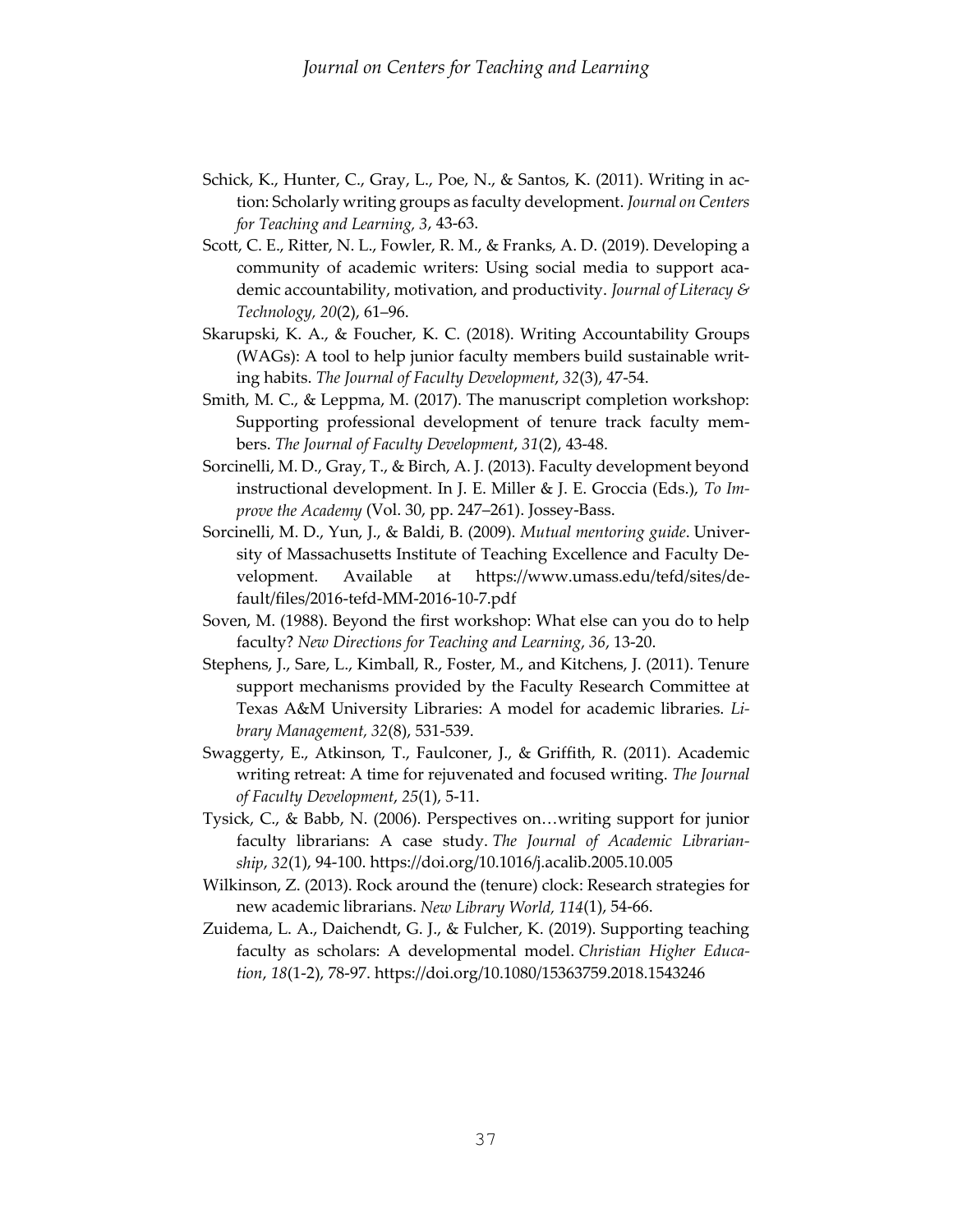Schick, K., Hunter, C., Gray, L., Poe, N., & Santos, K. (2011). Writing in action: Scholarly writing groups as faculty development. *Journal on Centers for Teaching and Learning, 3*, 43-63.

Scott, C. E., Ritter, N. L., Fowler, R. M., & Franks, A. D. (2019). Developing a community of academic writers: Using social media to support academic accountability, motivation, and productivity. *Journal of Literacy & Technology, 20*(2), 61–96.

Skarupski, K. A., & Foucher, K. C. (2018). Writing Accountability Groups (WAGs): A tool to help junior faculty members build sustainable writing habits. *The Journal of Faculty Development*, *32*(3), 47-54.

Smith, M. C., & Leppma, M. (2017). The manuscript completion workshop: Supporting professional development of tenure track faculty members. *The Journal of Faculty Development*, *31*(2), 43-48.

Sorcinelli, M. D., Gray, T., & Birch, A. J. (2013). Faculty development beyond instructional development. In J. E. Miller & J. E. Groccia (Eds.), *To Improve the Academy* (Vol. 30, pp. 247–261). Jossey-Bass.

Sorcinelli, M. D., Yun, J., & Baldi, B. (2009). *Mutual mentoring guide*. University of Massachusetts Institute of Teaching Excellence and Faculty Development. Available at https://www.umass.edu/tefd/sites/default/files/2016-tefd-MM-2016-10-7.pdf

Soven, M. (1988). Beyond the first workshop: What else can you do to help faculty? *New Directions for Teaching and Learning*, *36*, 13-20.

Stephens, J., Sare, L., Kimball, R., Foster, M., and Kitchens, J. (2011). Tenure support mechanisms provided by the Faculty Research Committee at Texas A&M University Libraries: A model for academic libraries. *Library Management, 32*(8), 531-539.

Swaggerty, E., Atkinson, T., Faulconer, J., & Griffith, R. (2011). Academic writing retreat: A time for rejuvenated and focused writing. *The Journal of Faculty Development*, *25*(1), 5-11.

Tysick, C., & Babb, N. (2006). Perspectives on…writing support for junior faculty librarians: A case study. *The Journal of Academic Librarianship*, *32*(1), 94-100. https://doi.org/10.1016/j.acalib.2005.10.005

Wilkinson, Z. (2013). Rock around the (tenure) clock: Research strategies for new academic librarians. *New Library World, 114*(1), 54-66.

Zuidema, L. A., Daichendt, G. J., & Fulcher, K. (2019). Supporting teaching faculty as scholars: A developmental model. *Christian Higher Education*, *18*(1-2), 78-97. https://doi.org/10.1080/15363759.2018.1543246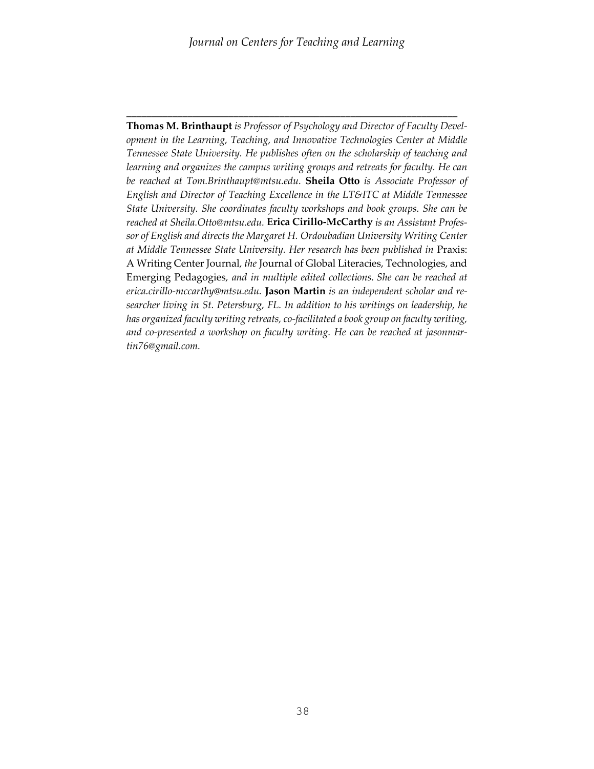**Thomas M. Brinthaupt** *is Professor of Psychology and Director of Faculty Development in the Learning, Teaching, and Innovative Technologies Center at Middle Tennessee State University. He publishes often on the scholarship of teaching and learning and organizes the campus writing groups and retreats for faculty. He can be reached at Tom.Brinthaupt@mtsu.edu.* **Sheila Otto** *is Associate Professor of English and Director of Teaching Excellence in the LT&ITC at Middle Tennessee State University. She coordinates faculty workshops and book groups. She can be reached at Sheila.Otto@mtsu.edu.* **Erica Cirillo-McCarthy** *is an Assistant Professor of English and directs the Margaret H. Ordoubadian University Writing Center at Middle Tennessee State University. Her research has been published in* Praxis: A Writing Center Journal, *the* Journal of Global Literacies, Technologies, and Emerging Pedagogies, *and in multiple edited collections. She can be reached at erica.cirillo-mccarthy@mtsu.edu.* **Jason Martin** *is an independent scholar and researcher living in St. Petersburg, FL. In addition to his writings on leadership, he has organized faculty writing retreats, co-facilitated a book group on faculty writing, and co-presented a workshop on faculty writing. He can be reached at jasonmartin76@gmail.com.*